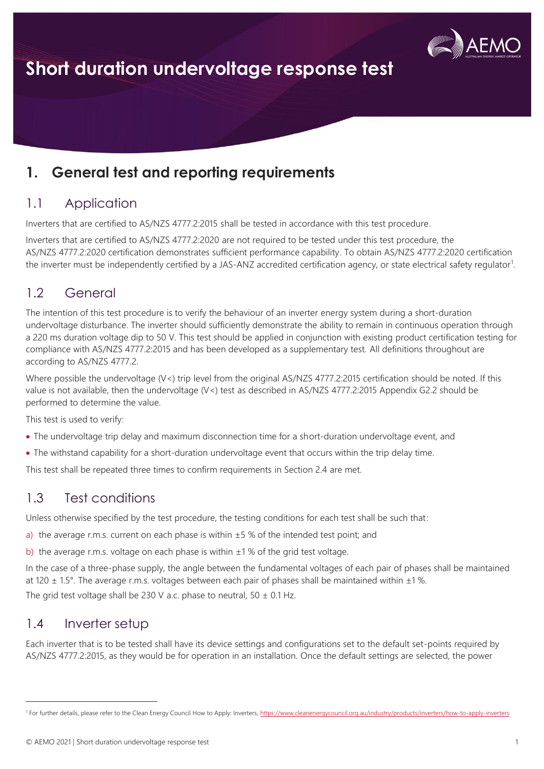# Short duration undervoltage response test

## 1. General test and reporting requirements

### 1.1 Application

Inverters that are certified to AS/NZS 4777.2:2015 shall be tested in accordance with this test procedure.

Inverters that are certified to AS/NZS 4777.2:2020 are not required to be tested under this test procedure, the AS/NZS 4777.2:2020 certification demonstrates sufficient performance capability. To obtain AS/NZS 4777.2:2020 certification the inverter must be independently certified by a JAS-ANZ accredited certification agency, or state electrical safety regulator[1].

### 1.2 General

The intention of this test procedure is to verify the behaviour of an inverter energy system during a short-duration undervoltage disturbance. The inverter should sufficiently demonstrate the ability to remain in continuous operation through a 220 ms duration voltage dip to 50 V. This test should be applied in conjunction with existing product certification testing for compliance with AS/NZS 4777.2:2015 and has been developed as a supplementary test. All definitions throughout are according to AS/NZS 4777.2.

Where possible the undervoltage (V<) trip level from the original AS/NZS 4777.2:2015 certification should be noted. If this value is not available, then the undervoltage (V<) test as described in AS/NZS 4777.2:2015 Appendix G2.2 should be performed to determine the value.

This test is used to verify:

- The undervoltage trip delay and maximum disconnection time for a short-duration undervoltage event, and
- The withstand capability for a short-duration undervoltage event that occurs within the trip delay time.

This test shall be repeated three times to confirm requirements in Section 2.4 are met.

### 1.3 Test conditions

Unless otherwise specified by the test procedure, the testing conditions for each test shall be such that:

a) the average r.m.s. current on each phase is within ±5 % of the intended test point; and

b) the average r.m.s. voltage on each phase is within ±1 % of the grid test voltage.

In the case of a three-phase supply, the angle between the fundamental voltages of each pair of phases shall be maintained at 120 ± 1.5°. The average r.m.s. voltages between each pair of phases shall be maintained within ±1 %.

The grid test voltage shall be 230 V a.c. phase to neutral, 50 ± 0.1 Hz.

### 1.4 Inverter setup

Each inverter that is to be tested shall have its device settings and configurations set to the default set-points required by AS/NZS 4777.2:2015, as they would be for operation in an installation. Once the default settings are selected, the power

[1] For further details, please refer to the Clean Energy Council How to Apply: Inverters, https://www.cleanenergycouncil.org.au/industry/products/inverters/how-to-apply-inverters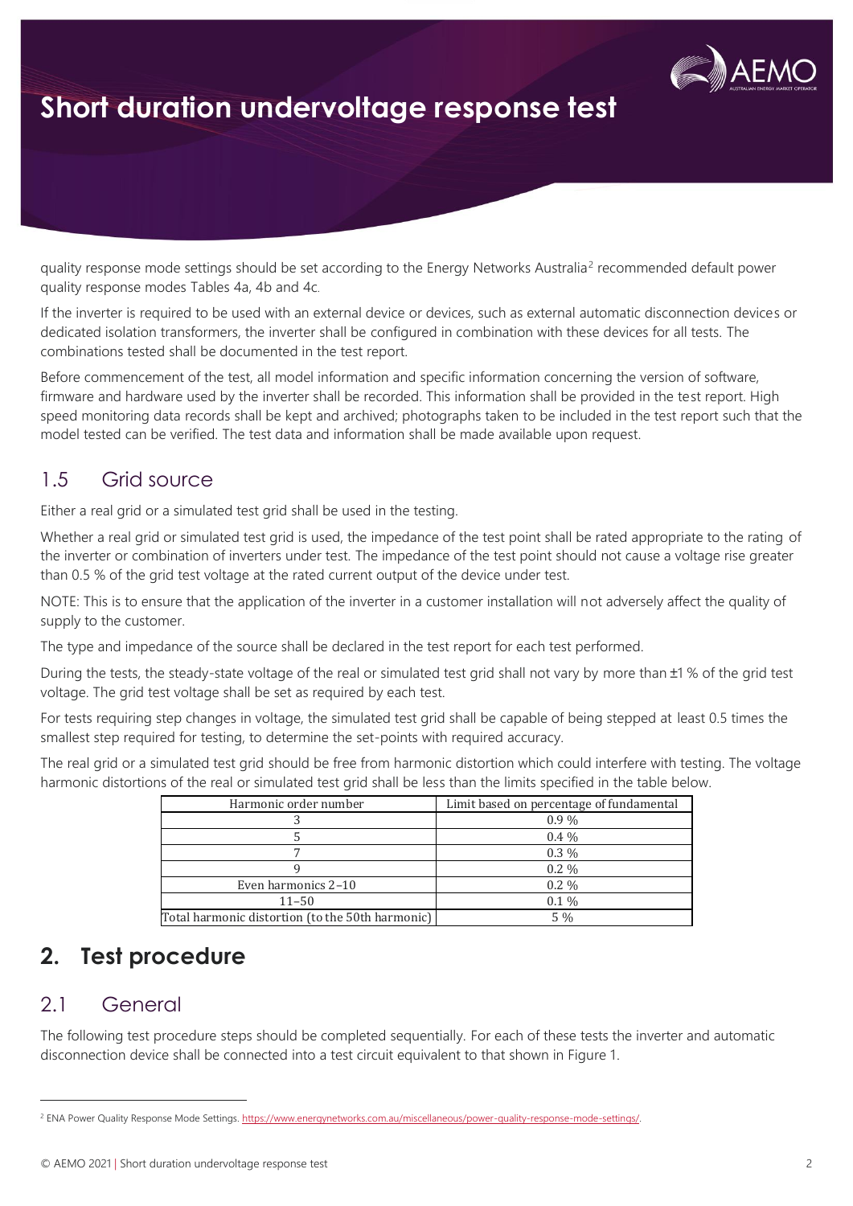quality response mode settings should be set according to the Energy Networks Australia[2] recommended default power quality response modes Tables 4a, 4b and 4c.

If the inverter is required to be used with an external device or devices, such as external automatic disconnection devices or dedicated isolation transformers, the inverter shall be configured in combination with these devices for all tests. The combinations tested shall be documented in the test report.

Before commencement of the test, all model information and specific information concerning the version of software, firmware and hardware used by the inverter shall be recorded. This information shall be provided in the test report. High speed monitoring data records shall be kept and archived; photographs taken to be included in the test report such that the model tested can be verified. The test data and information shall be made available upon request.

## 1.5 Grid source

Either a real grid or a simulated test grid shall be used in the testing.

Whether a real grid or simulated test grid is used, the impedance of the test point shall be rated appropriate to the rating of the inverter or combination of inverters under test. The impedance of the test point should not cause a voltage rise greater than 0.5 % of the grid test voltage at the rated current output of the device under test.

NOTE: This is to ensure that the application of the inverter in a customer installation will not adversely affect the quality of supply to the customer.

The type and impedance of the source shall be declared in the test report for each test performed.

During the tests, the steady-state voltage of the real or simulated test grid shall not vary by more than ±1 % of the grid test voltage. The grid test voltage shall be set as required by each test.

For tests requiring step changes in voltage, the simulated test grid shall be capable of being stepped at least 0.5 times the smallest step required for testing, to determine the set-points with required accuracy.

The real grid or a simulated test grid should be free from harmonic distortion which could interfere with testing. The voltage harmonic distortions of the real or simulated test grid shall be less than the limits specified in the table below.

| Harmonic order number | Limit based on percentage of fundamental |
|---|---|
| 3 | 0.9 % |
| 5 | 0.4 % |
| 7 | 0.3 % |
| 9 | 0.2 % |
| Even harmonics 2–10 | 0.2 % |
| 11–50 | 0.1 % |
| Total harmonic distortion (to the 50th harmonic) | 5 % |

# 2. Test procedure

## 2.1 General

The following test procedure steps should be completed sequentially. For each of these tests the inverter and automatic disconnection device shall be connected into a test circuit equivalent to that shown in Figure 1.

[2] ENA Power Quality Response Mode Settings. https://www.energynetworks.com.au/miscellaneous/power-quality-response-mode-settings/.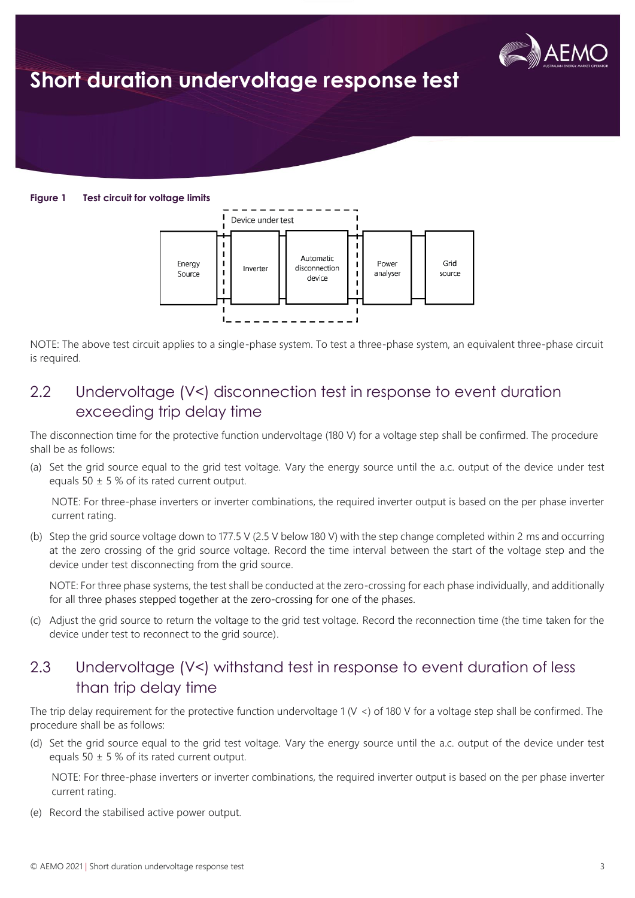# Short duration undervoltage response test

**Figure 1 Test circuit for voltage limits**

NOTE: The above test circuit applies to a single-phase system. To test a three-phase system, an equivalent three-phase circuit is required.

## 2.2 Undervoltage (V<) disconnection test in response to event duration exceeding trip delay time

The disconnection time for the protective function undervoltage (180 V) for a voltage step shall be confirmed. The procedure shall be as follows:

(a) Set the grid source equal to the grid test voltage. Vary the energy source until the a.c. output of the device under test equals 50 ± 5 % of its rated current output.

NOTE: For three-phase inverters or inverter combinations, the required inverter output is based on the per phase inverter current rating.

(b) Step the grid source voltage down to 177.5 V (2.5 V below 180 V) with the step change completed within 2 ms and occurring at the zero crossing of the grid source voltage. Record the time interval between the start of the voltage step and the device under test disconnecting from the grid source.

NOTE: For three phase systems, the test shall be conducted at the zero-crossing for each phase individually, and additionally for all three phases stepped together at the zero-crossing for one of the phases.

(c) Adjust the grid source to return the voltage to the grid test voltage. Record the reconnection time (the time taken for the device under test to reconnect to the grid source).

## 2.3 Undervoltage (V<) withstand test in response to event duration of less than trip delay time

The trip delay requirement for the protective function undervoltage 1 (V <) of 180 V for a voltage step shall be confirmed. The procedure shall be as follows:

(d) Set the grid source equal to the grid test voltage. Vary the energy source until the a.c. output of the device under test equals 50 ± 5 % of its rated current output.

NOTE: For three-phase inverters or inverter combinations, the required inverter output is based on the per phase inverter current rating.

(e) Record the stabilised active power output.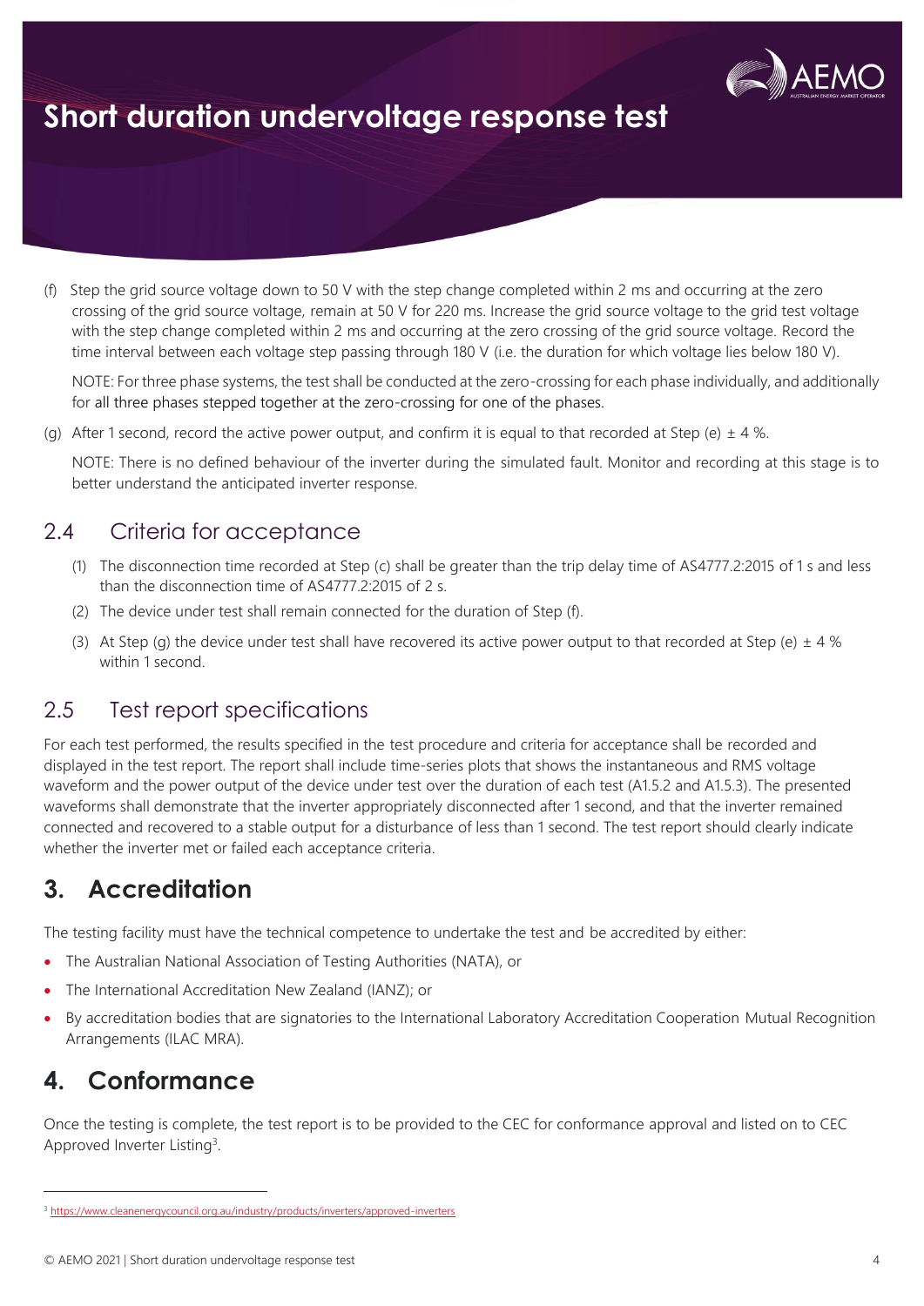(f) Step the grid source voltage down to 50 V with the step change completed within 2 ms and occurring at the zero crossing of the grid source voltage, remain at 50 V for 220 ms. Increase the grid source voltage to the grid test voltage with the step change completed within 2 ms and occurring at the zero crossing of the grid source voltage. Record the time interval between each voltage step passing through 180 V (i.e. the duration for which voltage lies below 180 V).

NOTE: For three phase systems, the test shall be conducted at the zero-crossing for each phase individually, and additionally for all three phases stepped together at the zero-crossing for one of the phases.

(g) After 1 second, record the active power output, and confirm it is equal to that recorded at Step (e) ± 4 %.

NOTE: There is no defined behaviour of the inverter during the simulated fault. Monitor and recording at this stage is to better understand the anticipated inverter response.

## 2.4 Criteria for acceptance

(1) The disconnection time recorded at Step (c) shall be greater than the trip delay time of AS4777.2:2015 of 1 s and less than the disconnection time of AS4777.2:2015 of 2 s.

(2) The device under test shall remain connected for the duration of Step (f).

(3) At Step (g) the device under test shall have recovered its active power output to that recorded at Step (e) ± 4 % within 1 second.

## 2.5 Test report specifications

For each test performed, the results specified in the test procedure and criteria for acceptance shall be recorded and displayed in the test report. The report shall include time-series plots that shows the instantaneous and RMS voltage waveform and the power output of the device under test over the duration of each test (A1.5.2 and A1.5.3). The presented waveforms shall demonstrate that the inverter appropriately disconnected after 1 second, and that the inverter remained connected and recovered to a stable output for a disturbance of less than 1 second. The test report should clearly indicate whether the inverter met or failed each acceptance criteria.

# 3. Accreditation

The testing facility must have the technical competence to undertake the test and be accredited by either:

- The Australian National Association of Testing Authorities (NATA), or
- The International Accreditation New Zealand (IANZ); or
- By accreditation bodies that are signatories to the International Laboratory Accreditation Cooperation Mutual Recognition Arrangements (ILAC MRA).

# 4. Conformance

Once the testing is complete, the test report is to be provided to the CEC for conformance approval and listed on to CEC Approved Inverter Listing[3].

[3] https://www.cleanenergycouncil.org.au/industry/products/inverters/approved-inverters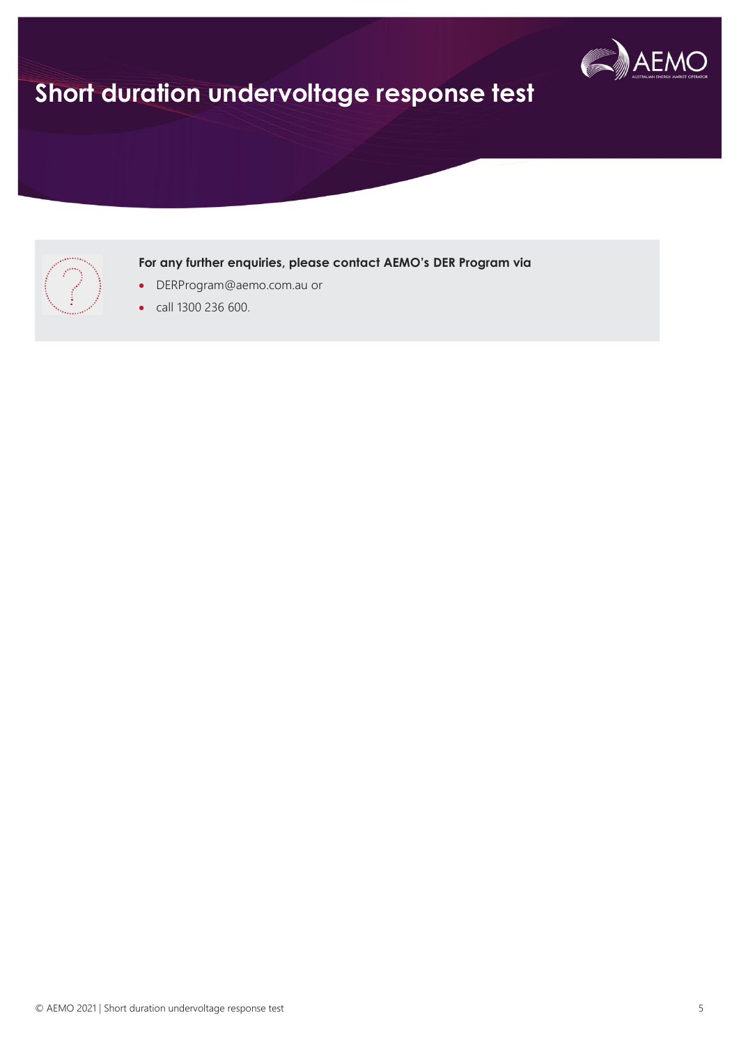# Short duration undervoltage response test

**For any further enquiries, please contact AEMO's DER Program via**

- DERProgram@aemo.com.au or
- call 1300 236 600.